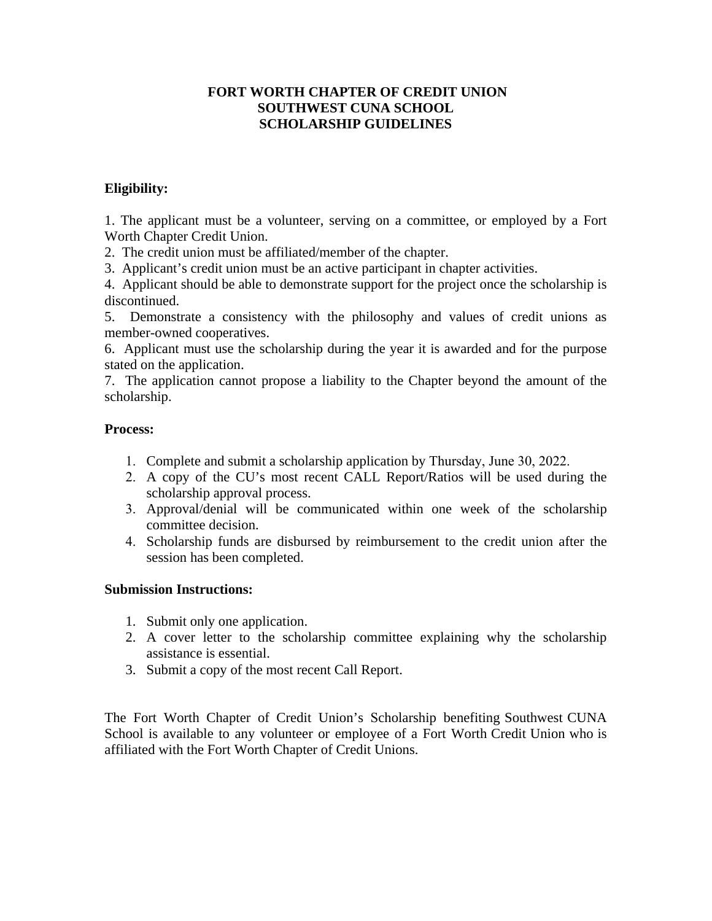# FORT WORTH CHAPTER OF CREDIT UNION
# SOUTHWEST CUNA SCHOOL
# SCHOLARSHIP GUIDELINES

**Eligibility:**

1. The applicant must be a volunteer, serving on a committee, or employed by a Fort Worth Chapter Credit Union.
2. The credit union must be affiliated/member of the chapter.
3. Applicant's credit union must be an active participant in chapter activities.
4. Applicant should be able to demonstrate support for the project once the scholarship is discontinued.
5. Demonstrate a consistency with the philosophy and values of credit unions as member-owned cooperatives.
6. Applicant must use the scholarship during the year it is awarded and for the purpose stated on the application.
7. The application cannot propose a liability to the Chapter beyond the amount of the scholarship.

**Process:**

1. Complete and submit a scholarship application by Thursday, June 30, 2022.
2. A copy of the CU's most recent CALL Report/Ratios will be used during the scholarship approval process.
3. Approval/denial will be communicated within one week of the scholarship committee decision.
4. Scholarship funds are disbursed by reimbursement to the credit union after the session has been completed.

**Submission Instructions:**

1. Submit only one application.
2. A cover letter to the scholarship committee explaining why the scholarship assistance is essential.
3. Submit a copy of the most recent Call Report.

The Fort Worth Chapter of Credit Union's Scholarship benefiting Southwest CUNA School is available to any volunteer or employee of a Fort Worth Credit Union who is affiliated with the Fort Worth Chapter of Credit Unions.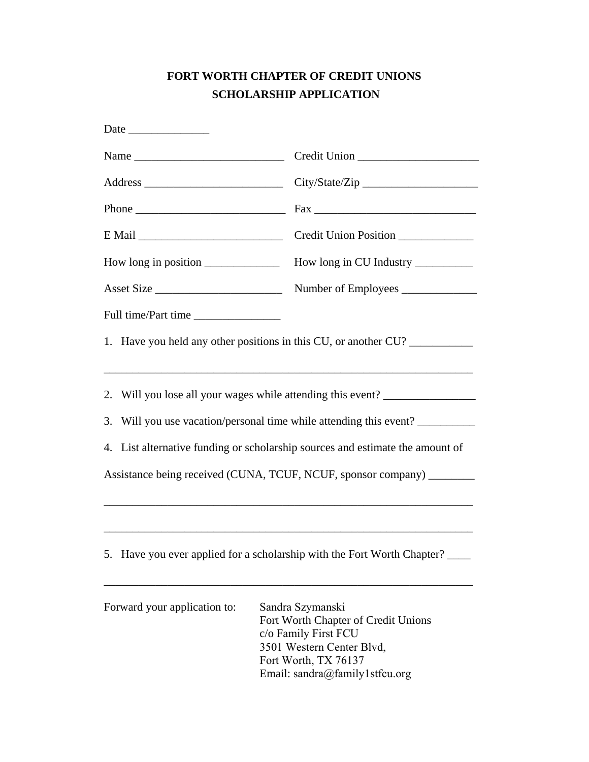# FORT WORTH CHAPTER OF CREDIT UNIONS
# SCHOLARSHIP APPLICATION

Date ______________

Name __________________________ Credit Union _____________________

Address ________________________ City/State/Zip ____________________

Phone __________________________ Fax ____________________________

E Mail _________________________ Credit Union Position _____________

How long in position _____________ How long in CU Industry __________

Asset Size ______________________ Number of Employees _____________

Full time/Part time _______________

1. Have you held any other positions in this CU, or another CU? ___________

_________________________________________________________________

2. Will you lose all your wages while attending this event? ________________

3. Will you use vacation/personal time while attending this event? __________

4. List alternative funding or scholarship sources and estimate the amount of Assistance being received (CUNA, TCUF, NCUF, sponsor company) ________

_________________________________________________________________

_________________________________________________________________

5. Have you ever applied for a scholarship with the Fort Worth Chapter? ____

_________________________________________________________________

Forward your application to:

Sandra Szymanski
Fort Worth Chapter of Credit Unions
c/o Family First FCU
3501 Western Center Blvd,
Fort Worth, TX 76137
Email: sandra@family1stfcu.org